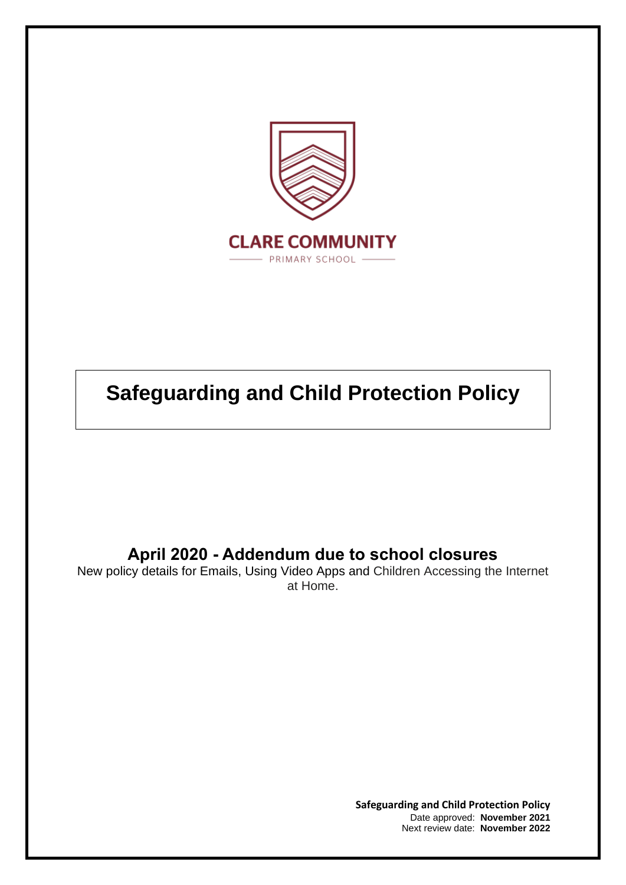CLARE COMMUNITY

PRIMARY SCHOOL

# Safeguarding and Child Protection Policy

## April 2020 - Addendum due to school closures

New policy details for Emails, Using Video Apps and Children Accessing the Internet at Home.

**Safeguarding and Child Protection Policy**
Date approved: **November 2021**
Next review date: **November 2022**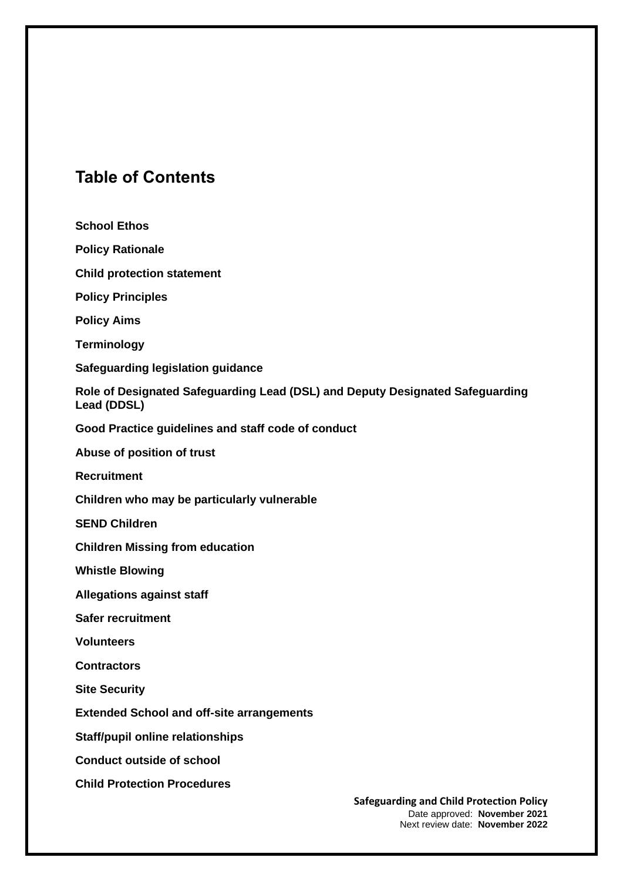## Table of Contents

**School Ethos**

**Policy Rationale**

**Child protection statement**

**Policy Principles**

**Policy Aims**

**Terminology**

**Safeguarding legislation guidance**

**Role of Designated Safeguarding Lead (DSL) and Deputy Designated Safeguarding Lead (DDSL)**

**Good Practice guidelines and staff code of conduct**

**Abuse of position of trust**

**Recruitment**

**Children who may be particularly vulnerable**

**SEND Children**

**Children Missing from education**

**Whistle Blowing**

**Allegations against staff**

**Safer recruitment**

**Volunteers**

**Contractors**

**Site Security**

**Extended School and off-site arrangements**

**Staff/pupil online relationships**

**Conduct outside of school**

**Child Protection Procedures**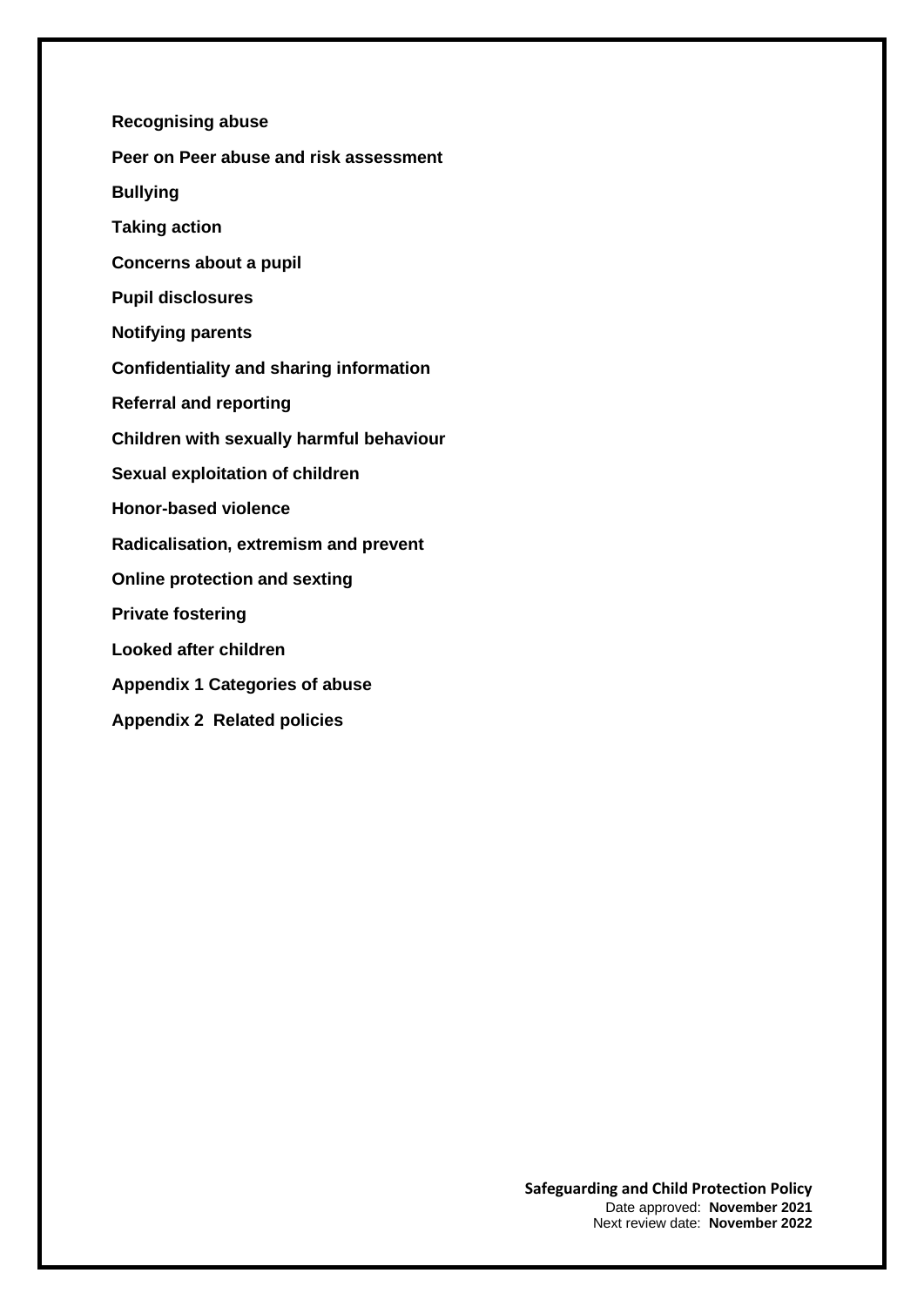**Recognising abuse**

**Peer on Peer abuse and risk assessment**

**Bullying**

**Taking action**

**Concerns about a pupil**

**Pupil disclosures**

**Notifying parents**

**Confidentiality and sharing information**

**Referral and reporting**

**Children with sexually harmful behaviour**

**Sexual exploitation of children**

**Honor-based violence**

**Radicalisation, extremism and prevent**

**Online protection and sexting**

**Private fostering**

**Looked after children**

**Appendix 1 Categories of abuse**

**Appendix 2 Related policies**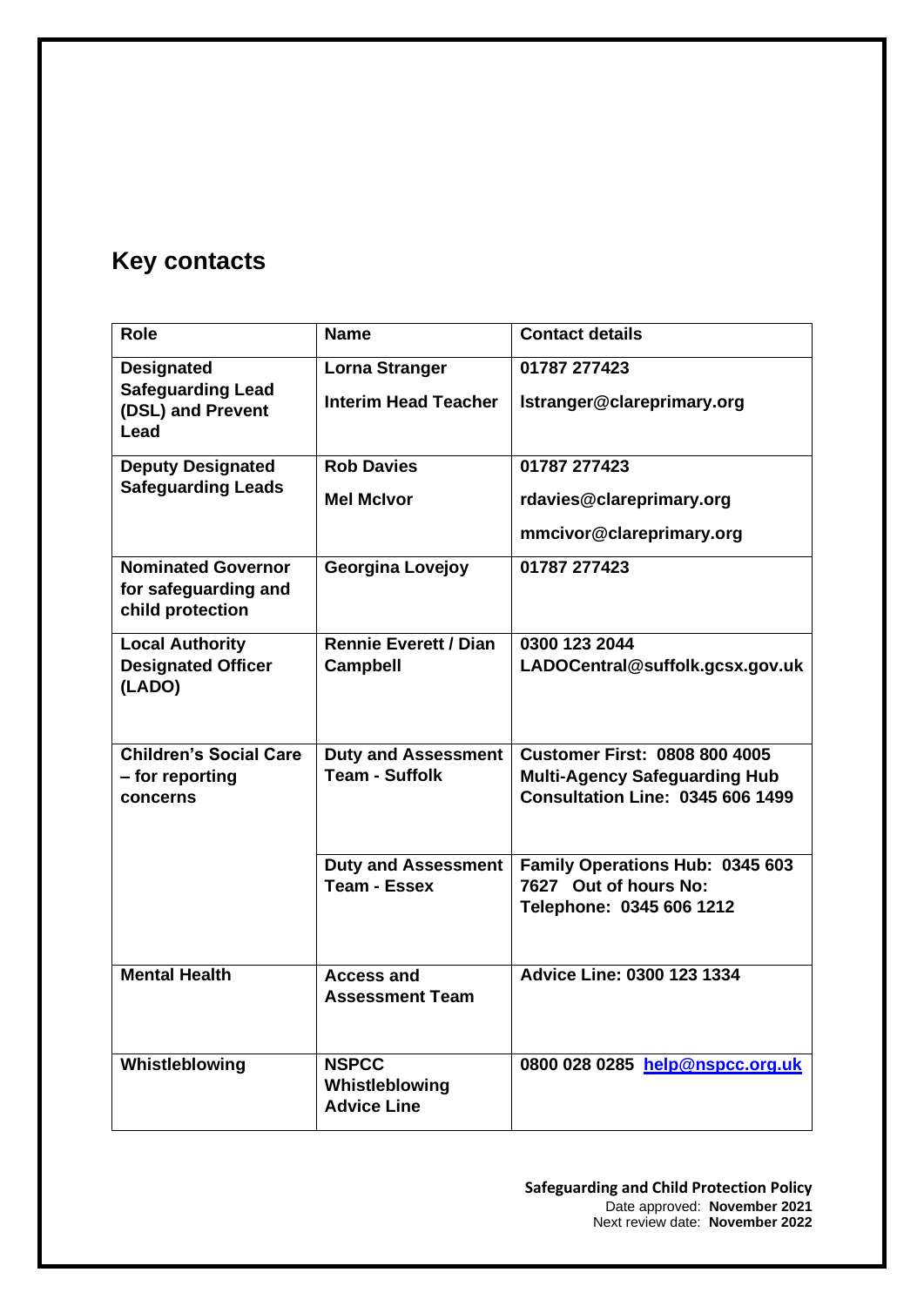## Key contacts

| Role | Name | Contact details |
|---|---|---|
| **Designated Safeguarding Lead (DSL) and Prevent Lead** | **Lorna Stranger**<br>**Interim Head Teacher** | **01787 277423**<br>**lstranger@clareprimary.org** |
| **Deputy Designated Safeguarding Leads** | **Rob Davies**<br>**Mel McIvor** | **01787 277423**<br>**rdavies@clareprimary.org**<br>**mmcivor@clareprimary.org** |
| **Nominated Governor for safeguarding and child protection** | **Georgina Lovejoy** | **01787 277423** |
| **Local Authority Designated Officer (LADO)** | **Rennie Everett / Dian Campbell** | **0300 123 2044**<br>**LADOCentral@suffolk.gcsx.gov.uk** |
| **Children's Social Care – for reporting concerns** | **Duty and Assessment Team - Suffolk** | **Customer First: 0808 800 4005**<br>**Multi-Agency Safeguarding Hub Consultation Line: 0345 606 1499** |
| | **Duty and Assessment Team - Essex** | **Family Operations Hub: 0345 603 7627 Out of hours No: Telephone: 0345 606 1212** |
| **Mental Health** | **Access and Assessment Team** | **Advice Line: 0300 123 1334** |
| **Whistleblowing** | **NSPCC Whistleblowing Advice Line** | **0800 028 0285 help@nspcc.org.uk** |

**Safeguarding and Child Protection Policy**
Date approved: **November 2021**
Next review date: **November 2022**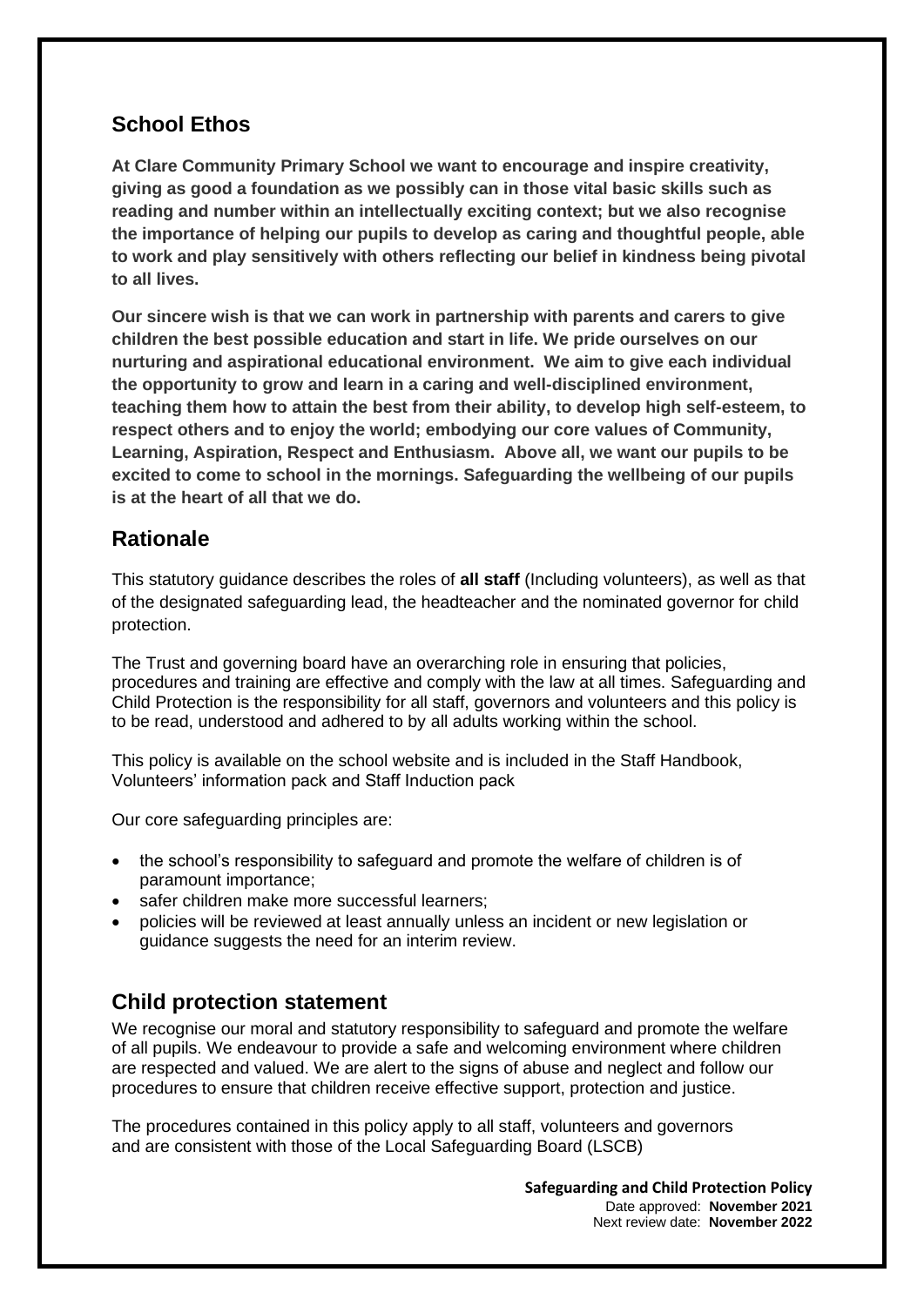## School Ethos

**At Clare Community Primary School we want to encourage and inspire creativity, giving as good a foundation as we possibly can in those vital basic skills such as reading and number within an intellectually exciting context; but we also recognise the importance of helping our pupils to develop as caring and thoughtful people, able to work and play sensitively with others reflecting our belief in kindness being pivotal to all lives.**

**Our sincere wish is that we can work in partnership with parents and carers to give children the best possible education and start in life. We pride ourselves on our nurturing and aspirational educational environment. We aim to give each individual the opportunity to grow and learn in a caring and well-disciplined environment, teaching them how to attain the best from their ability, to develop high self-esteem, to respect others and to enjoy the world; embodying our core values of Community, Learning, Aspiration, Respect and Enthusiasm. Above all, we want our pupils to be excited to come to school in the mornings. Safeguarding the wellbeing of our pupils is at the heart of all that we do.**

## Rationale

This statutory guidance describes the roles of **all staff** (Including volunteers), as well as that of the designated safeguarding lead, the headteacher and the nominated governor for child protection.

The Trust and governing board have an overarching role in ensuring that policies, procedures and training are effective and comply with the law at all times. Safeguarding and Child Protection is the responsibility for all staff, governors and volunteers and this policy is to be read, understood and adhered to by all adults working within the school.

This policy is available on the school website and is included in the Staff Handbook, Volunteers' information pack and Staff Induction pack

Our core safeguarding principles are:

- the school's responsibility to safeguard and promote the welfare of children is of paramount importance;
- safer children make more successful learners;
- policies will be reviewed at least annually unless an incident or new legislation or guidance suggests the need for an interim review.

## Child protection statement

We recognise our moral and statutory responsibility to safeguard and promote the welfare of all pupils. We endeavour to provide a safe and welcoming environment where children are respected and valued. We are alert to the signs of abuse and neglect and follow our procedures to ensure that children receive effective support, protection and justice.

The procedures contained in this policy apply to all staff, volunteers and governors and are consistent with those of the Local Safeguarding Board (LSCB)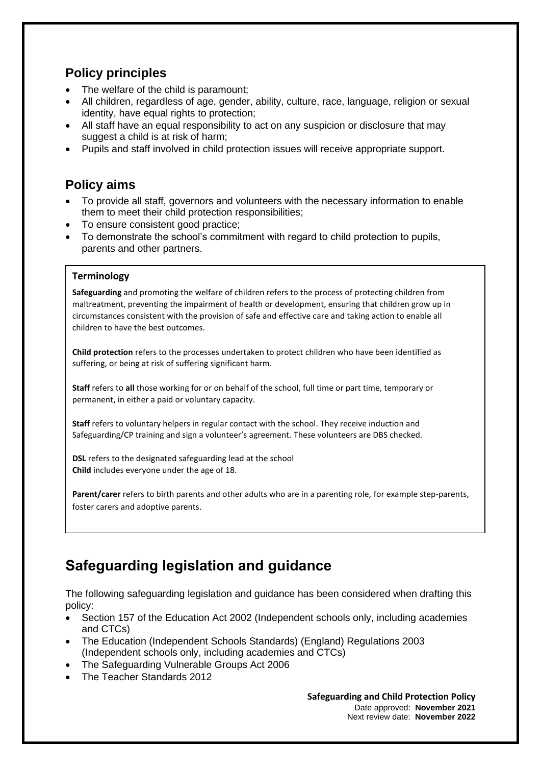## Policy principles

- The welfare of the child is paramount;
- All children, regardless of age, gender, ability, culture, race, language, religion or sexual identity, have equal rights to protection;
- All staff have an equal responsibility to act on any suspicion or disclosure that may suggest a child is at risk of harm;
- Pupils and staff involved in child protection issues will receive appropriate support.

## Policy aims

- To provide all staff, governors and volunteers with the necessary information to enable them to meet their child protection responsibilities;
- To ensure consistent good practice;
- To demonstrate the school's commitment with regard to child protection to pupils, parents and other partners.

**Terminology**

**Safeguarding** and promoting the welfare of children refers to the process of protecting children from maltreatment, preventing the impairment of health or development, ensuring that children grow up in circumstances consistent with the provision of safe and effective care and taking action to enable all children to have the best outcomes.

**Child protection** refers to the processes undertaken to protect children who have been identified as suffering, or being at risk of suffering significant harm.

**Staff** refers to **all** those working for or on behalf of the school, full time or part time, temporary or permanent, in either a paid or voluntary capacity.

**Staff** refers to voluntary helpers in regular contact with the school. They receive induction and Safeguarding/CP training and sign a volunteer's agreement. These volunteers are DBS checked.

**DSL** refers to the designated safeguarding lead at the school
**Child** includes everyone under the age of 18.

**Parent/carer** refers to birth parents and other adults who are in a parenting role, for example step-parents, foster carers and adoptive parents.

# Safeguarding legislation and guidance

The following safeguarding legislation and guidance has been considered when drafting this policy:

- Section 157 of the Education Act 2002 (Independent schools only, including academies and CTCs)
- The Education (Independent Schools Standards) (England) Regulations 2003 (Independent schools only, including academies and CTCs)
- The Safeguarding Vulnerable Groups Act 2006
- The Teacher Standards 2012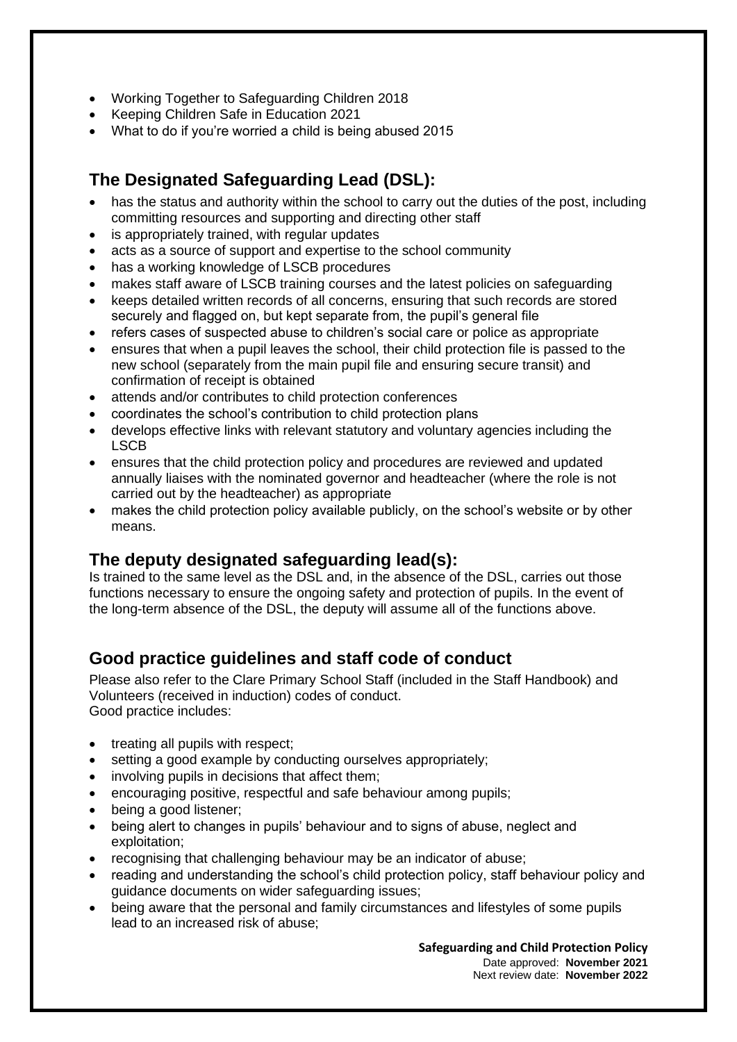- Working Together to Safeguarding Children 2018
- Keeping Children Safe in Education 2021
- What to do if you're worried a child is being abused 2015

## The Designated Safeguarding Lead (DSL):

- has the status and authority within the school to carry out the duties of the post, including committing resources and supporting and directing other staff
- is appropriately trained, with regular updates
- acts as a source of support and expertise to the school community
- has a working knowledge of LSCB procedures
- makes staff aware of LSCB training courses and the latest policies on safeguarding
- keeps detailed written records of all concerns, ensuring that such records are stored securely and flagged on, but kept separate from, the pupil's general file
- refers cases of suspected abuse to children's social care or police as appropriate
- ensures that when a pupil leaves the school, their child protection file is passed to the new school (separately from the main pupil file and ensuring secure transit) and confirmation of receipt is obtained
- attends and/or contributes to child protection conferences
- coordinates the school's contribution to child protection plans
- develops effective links with relevant statutory and voluntary agencies including the LSCB
- ensures that the child protection policy and procedures are reviewed and updated annually liaises with the nominated governor and headteacher (where the role is not carried out by the headteacher) as appropriate
- makes the child protection policy available publicly, on the school's website or by other means.

## The deputy designated safeguarding lead(s):

Is trained to the same level as the DSL and, in the absence of the DSL, carries out those functions necessary to ensure the ongoing safety and protection of pupils. In the event of the long-term absence of the DSL, the deputy will assume all of the functions above.

## Good practice guidelines and staff code of conduct

Please also refer to the Clare Primary School Staff (included in the Staff Handbook) and Volunteers (received in induction) codes of conduct.
Good practice includes:

- treating all pupils with respect;
- setting a good example by conducting ourselves appropriately;
- involving pupils in decisions that affect them;
- encouraging positive, respectful and safe behaviour among pupils;
- being a good listener;
- being alert to changes in pupils' behaviour and to signs of abuse, neglect and exploitation;
- recognising that challenging behaviour may be an indicator of abuse;
- reading and understanding the school's child protection policy, staff behaviour policy and guidance documents on wider safeguarding issues;
- being aware that the personal and family circumstances and lifestyles of some pupils lead to an increased risk of abuse;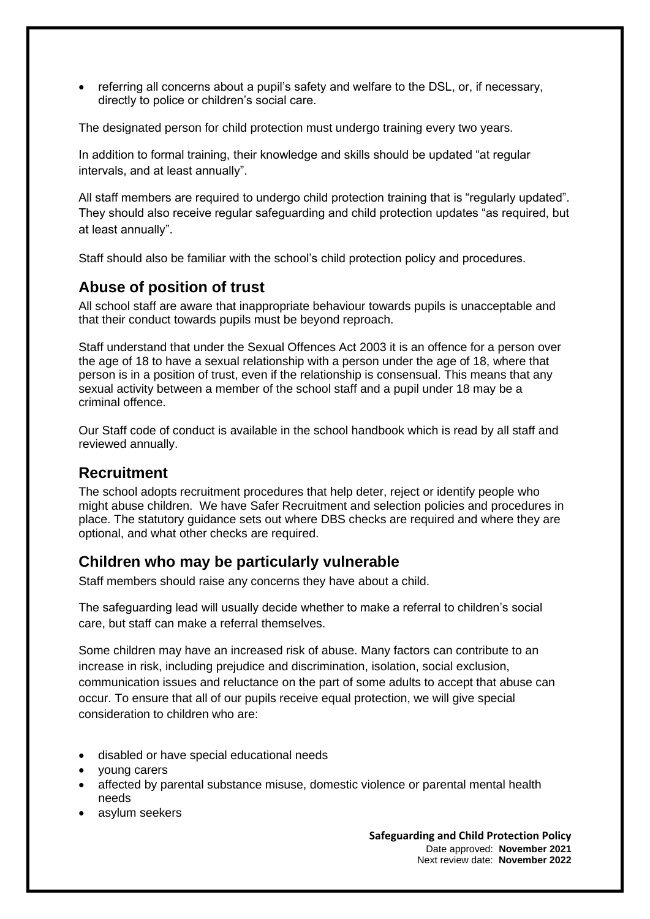- referring all concerns about a pupil's safety and welfare to the DSL, or, if necessary, directly to police or children's social care.

The designated person for child protection must undergo training every two years.

In addition to formal training, their knowledge and skills should be updated "at regular intervals, and at least annually".

All staff members are required to undergo child protection training that is "regularly updated". They should also receive regular safeguarding and child protection updates "as required, but at least annually".

Staff should also be familiar with the school's child protection policy and procedures.

## Abuse of position of trust

All school staff are aware that inappropriate behaviour towards pupils is unacceptable and that their conduct towards pupils must be beyond reproach.

Staff understand that under the Sexual Offences Act 2003 it is an offence for a person over the age of 18 to have a sexual relationship with a person under the age of 18, where that person is in a position of trust, even if the relationship is consensual. This means that any sexual activity between a member of the school staff and a pupil under 18 may be a criminal offence.

Our Staff code of conduct is available in the school handbook which is read by all staff and reviewed annually.

## Recruitment

The school adopts recruitment procedures that help deter, reject or identify people who might abuse children. We have Safer Recruitment and selection policies and procedures in place. The statutory guidance sets out where DBS checks are required and where they are optional, and what other checks are required.

## Children who may be particularly vulnerable

Staff members should raise any concerns they have about a child.

The safeguarding lead will usually decide whether to make a referral to children's social care, but staff can make a referral themselves.

Some children may have an increased risk of abuse. Many factors can contribute to an increase in risk, including prejudice and discrimination, isolation, social exclusion, communication issues and reluctance on the part of some adults to accept that abuse can occur. To ensure that all of our pupils receive equal protection, we will give special consideration to children who are:

- disabled or have special educational needs
- young carers
- affected by parental substance misuse, domestic violence or parental mental health needs
- asylum seekers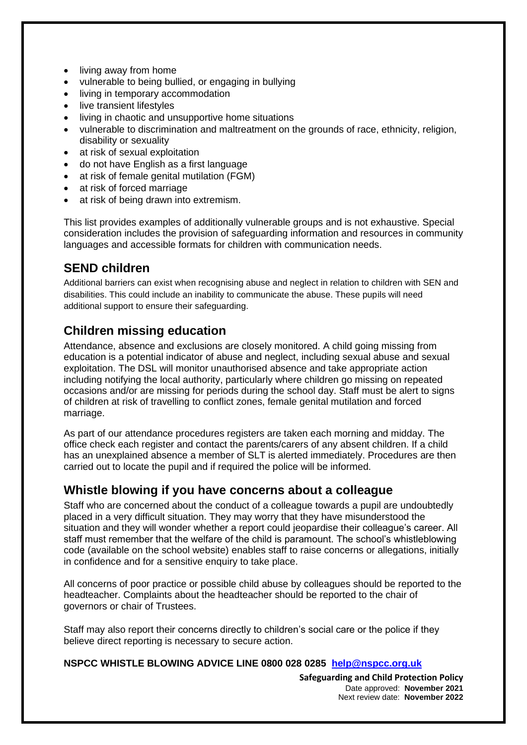- living away from home
- vulnerable to being bullied, or engaging in bullying
- living in temporary accommodation
- live transient lifestyles
- living in chaotic and unsupportive home situations
- vulnerable to discrimination and maltreatment on the grounds of race, ethnicity, religion, disability or sexuality
- at risk of sexual exploitation
- do not have English as a first language
- at risk of female genital mutilation (FGM)
- at risk of forced marriage
- at risk of being drawn into extremism.

This list provides examples of additionally vulnerable groups and is not exhaustive. Special consideration includes the provision of safeguarding information and resources in community languages and accessible formats for children with communication needs.

## SEND children

Additional barriers can exist when recognising abuse and neglect in relation to children with SEN and disabilities. This could include an inability to communicate the abuse. These pupils will need additional support to ensure their safeguarding.

## Children missing education

Attendance, absence and exclusions are closely monitored. A child going missing from education is a potential indicator of abuse and neglect, including sexual abuse and sexual exploitation. The DSL will monitor unauthorised absence and take appropriate action including notifying the local authority, particularly where children go missing on repeated occasions and/or are missing for periods during the school day. Staff must be alert to signs of children at risk of travelling to conflict zones, female genital mutilation and forced marriage.

As part of our attendance procedures registers are taken each morning and midday. The office check each register and contact the parents/carers of any absent children. If a child has an unexplained absence a member of SLT is alerted immediately. Procedures are then carried out to locate the pupil and if required the police will be informed.

## Whistle blowing if you have concerns about a colleague

Staff who are concerned about the conduct of a colleague towards a pupil are undoubtedly placed in a very difficult situation. They may worry that they have misunderstood the situation and they will wonder whether a report could jeopardise their colleague's career. All staff must remember that the welfare of the child is paramount. The school's whistleblowing code (available on the school website) enables staff to raise concerns or allegations, initially in confidence and for a sensitive enquiry to take place.

All concerns of poor practice or possible child abuse by colleagues should be reported to the headteacher. Complaints about the headteacher should be reported to the chair of governors or chair of Trustees.

Staff may also report their concerns directly to children's social care or the police if they believe direct reporting is necessary to secure action.

**NSPCC WHISTLE BLOWING ADVICE LINE 0800 028 0285 [help@nspcc.org.uk](mailto:help@nspcc.org.uk)**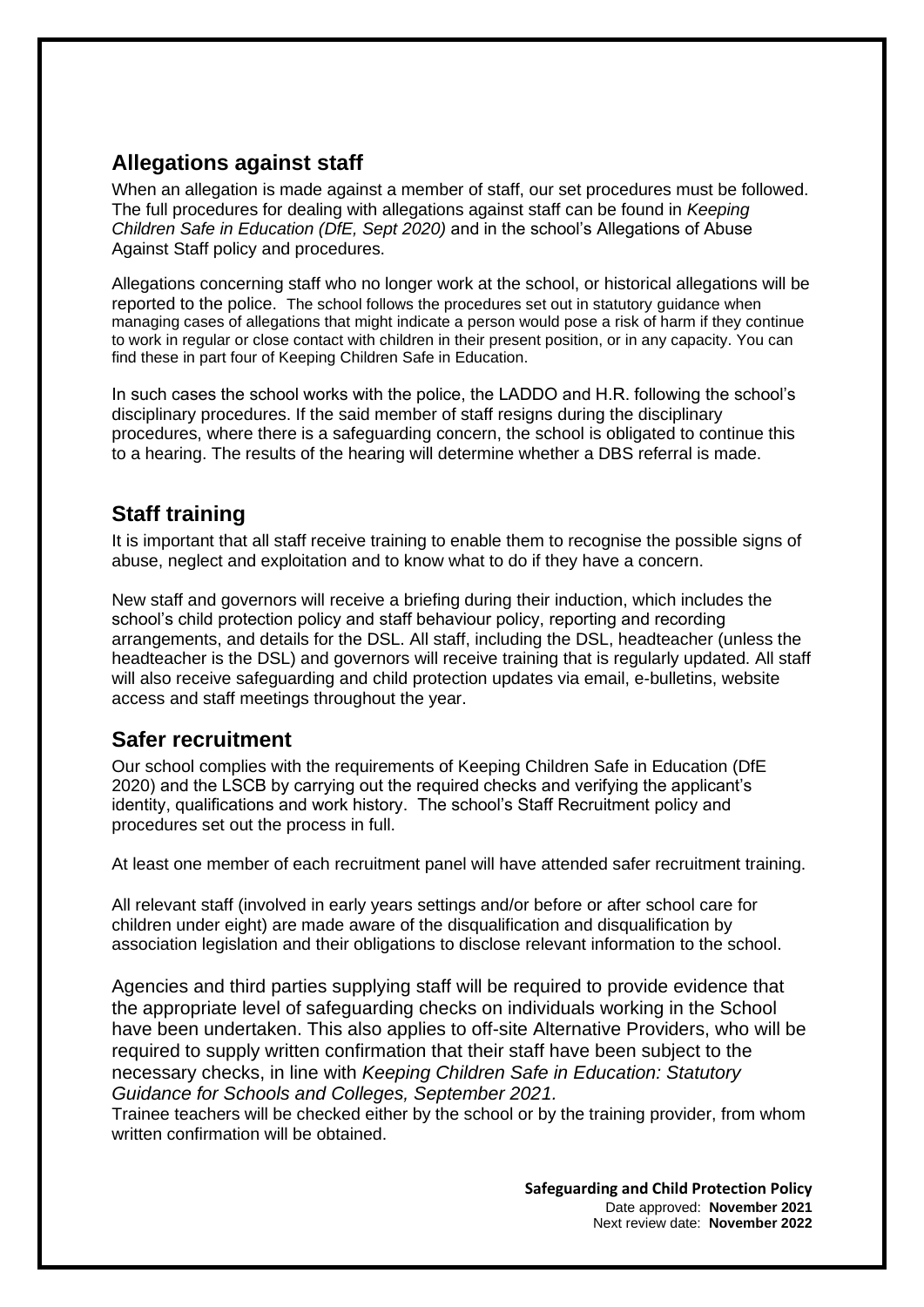## Allegations against staff

When an allegation is made against a member of staff, our set procedures must be followed. The full procedures for dealing with allegations against staff can be found in *Keeping Children Safe in Education (DfE, Sept 2020)* and in the school's Allegations of Abuse Against Staff policy and procedures.

Allegations concerning staff who no longer work at the school, or historical allegations will be reported to the police. The school follows the procedures set out in statutory guidance when managing cases of allegations that might indicate a person would pose a risk of harm if they continue to work in regular or close contact with children in their present position, or in any capacity. You can find these in part four of Keeping Children Safe in Education.

In such cases the school works with the police, the LADDO and H.R. following the school's disciplinary procedures. If the said member of staff resigns during the disciplinary procedures, where there is a safeguarding concern, the school is obligated to continue this to a hearing. The results of the hearing will determine whether a DBS referral is made.

## Staff training

It is important that all staff receive training to enable them to recognise the possible signs of abuse, neglect and exploitation and to know what to do if they have a concern.

New staff and governors will receive a briefing during their induction, which includes the school's child protection policy and staff behaviour policy, reporting and recording arrangements, and details for the DSL. All staff, including the DSL, headteacher (unless the headteacher is the DSL) and governors will receive training that is regularly updated. All staff will also receive safeguarding and child protection updates via email, e-bulletins, website access and staff meetings throughout the year.

## Safer recruitment

Our school complies with the requirements of Keeping Children Safe in Education (DfE 2020) and the LSCB by carrying out the required checks and verifying the applicant's identity, qualifications and work history. The school's Staff Recruitment policy and procedures set out the process in full.

At least one member of each recruitment panel will have attended safer recruitment training.

All relevant staff (involved in early years settings and/or before or after school care for children under eight) are made aware of the disqualification and disqualification by association legislation and their obligations to disclose relevant information to the school.

Agencies and third parties supplying staff will be required to provide evidence that the appropriate level of safeguarding checks on individuals working in the School have been undertaken. This also applies to off-site Alternative Providers, who will be required to supply written confirmation that their staff have been subject to the necessary checks, in line with *Keeping Children Safe in Education: Statutory Guidance for Schools and Colleges, September 2021.*

Trainee teachers will be checked either by the school or by the training provider, from whom written confirmation will be obtained.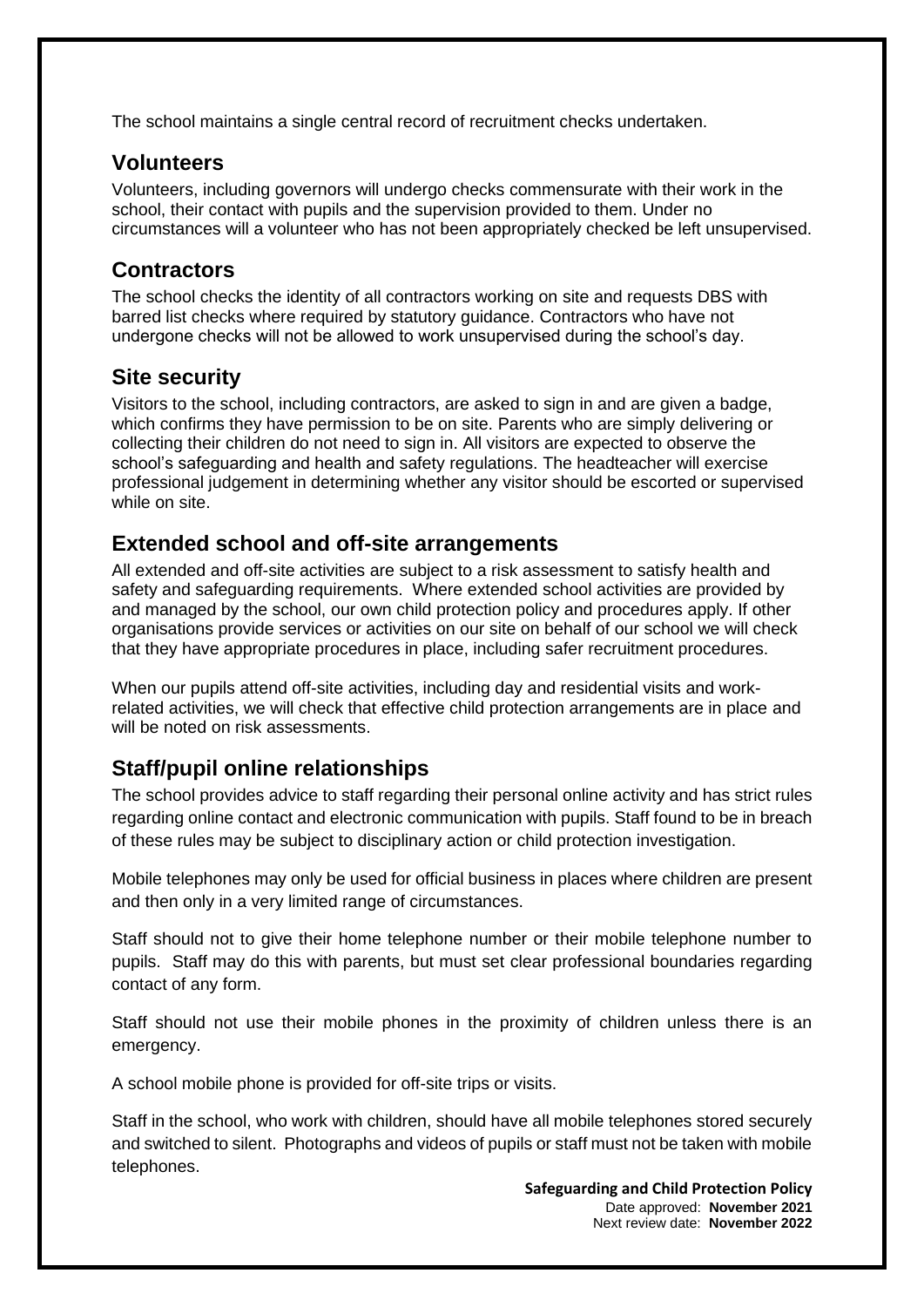The school maintains a single central record of recruitment checks undertaken.

## Volunteers

Volunteers, including governors will undergo checks commensurate with their work in the school, their contact with pupils and the supervision provided to them. Under no circumstances will a volunteer who has not been appropriately checked be left unsupervised.

## Contractors

The school checks the identity of all contractors working on site and requests DBS with barred list checks where required by statutory guidance. Contractors who have not undergone checks will not be allowed to work unsupervised during the school's day.

## Site security

Visitors to the school, including contractors, are asked to sign in and are given a badge, which confirms they have permission to be on site. Parents who are simply delivering or collecting their children do not need to sign in. All visitors are expected to observe the school's safeguarding and health and safety regulations. The headteacher will exercise professional judgement in determining whether any visitor should be escorted or supervised while on site.

## Extended school and off-site arrangements

All extended and off-site activities are subject to a risk assessment to satisfy health and safety and safeguarding requirements. Where extended school activities are provided by and managed by the school, our own child protection policy and procedures apply. If other organisations provide services or activities on our site on behalf of our school we will check that they have appropriate procedures in place, including safer recruitment procedures.

When our pupils attend off-site activities, including day and residential visits and work-related activities, we will check that effective child protection arrangements are in place and will be noted on risk assessments.

## Staff/pupil online relationships

The school provides advice to staff regarding their personal online activity and has strict rules regarding online contact and electronic communication with pupils. Staff found to be in breach of these rules may be subject to disciplinary action or child protection investigation.

Mobile telephones may only be used for official business in places where children are present and then only in a very limited range of circumstances.

Staff should not to give their home telephone number or their mobile telephone number to pupils. Staff may do this with parents, but must set clear professional boundaries regarding contact of any form.

Staff should not use their mobile phones in the proximity of children unless there is an emergency.

A school mobile phone is provided for off-site trips or visits.

Staff in the school, who work with children, should have all mobile telephones stored securely and switched to silent. Photographs and videos of pupils or staff must not be taken with mobile telephones.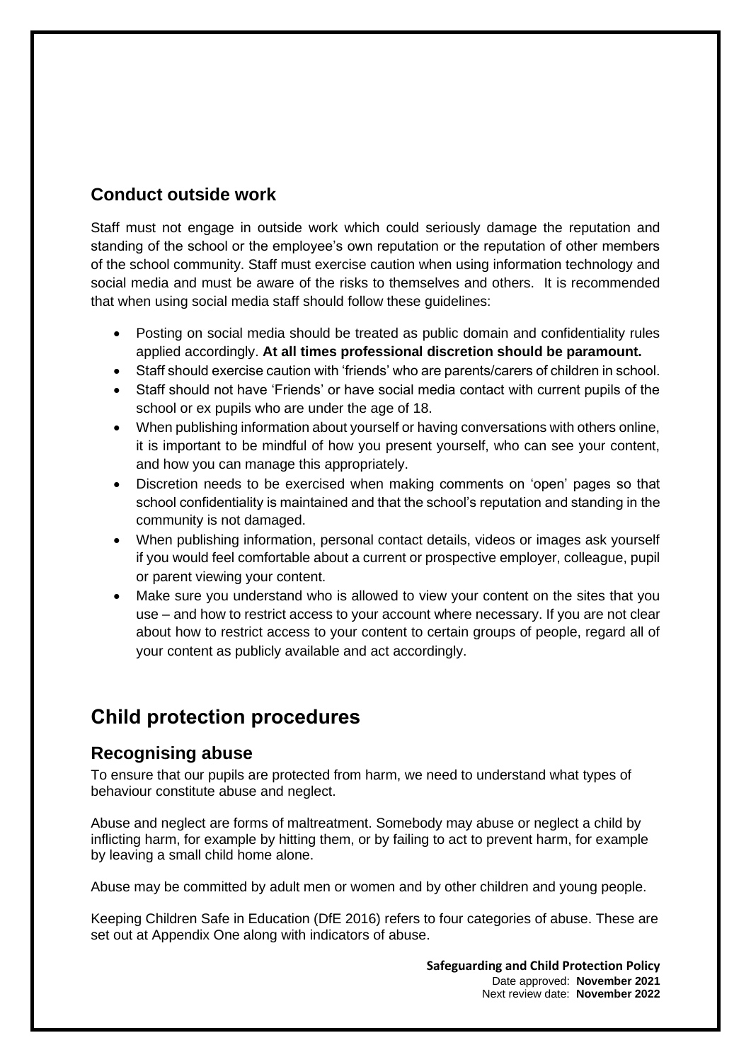## Conduct outside work

Staff must not engage in outside work which could seriously damage the reputation and standing of the school or the employee's own reputation or the reputation of other members of the school community. Staff must exercise caution when using information technology and social media and must be aware of the risks to themselves and others. It is recommended that when using social media staff should follow these guidelines:

- Posting on social media should be treated as public domain and confidentiality rules applied accordingly. **At all times professional discretion should be paramount.**
- Staff should exercise caution with 'friends' who are parents/carers of children in school.
- Staff should not have 'Friends' or have social media contact with current pupils of the school or ex pupils who are under the age of 18.
- When publishing information about yourself or having conversations with others online, it is important to be mindful of how you present yourself, who can see your content, and how you can manage this appropriately.
- Discretion needs to be exercised when making comments on 'open' pages so that school confidentiality is maintained and that the school's reputation and standing in the community is not damaged.
- When publishing information, personal contact details, videos or images ask yourself if you would feel comfortable about a current or prospective employer, colleague, pupil or parent viewing your content.
- Make sure you understand who is allowed to view your content on the sites that you use – and how to restrict access to your account where necessary. If you are not clear about how to restrict access to your content to certain groups of people, regard all of your content as publicly available and act accordingly.

# Child protection procedures

## Recognising abuse

To ensure that our pupils are protected from harm, we need to understand what types of behaviour constitute abuse and neglect.

Abuse and neglect are forms of maltreatment. Somebody may abuse or neglect a child by inflicting harm, for example by hitting them, or by failing to act to prevent harm, for example by leaving a small child home alone.

Abuse may be committed by adult men or women and by other children and young people.

Keeping Children Safe in Education (DfE 2016) refers to four categories of abuse. These are set out at Appendix One along with indicators of abuse.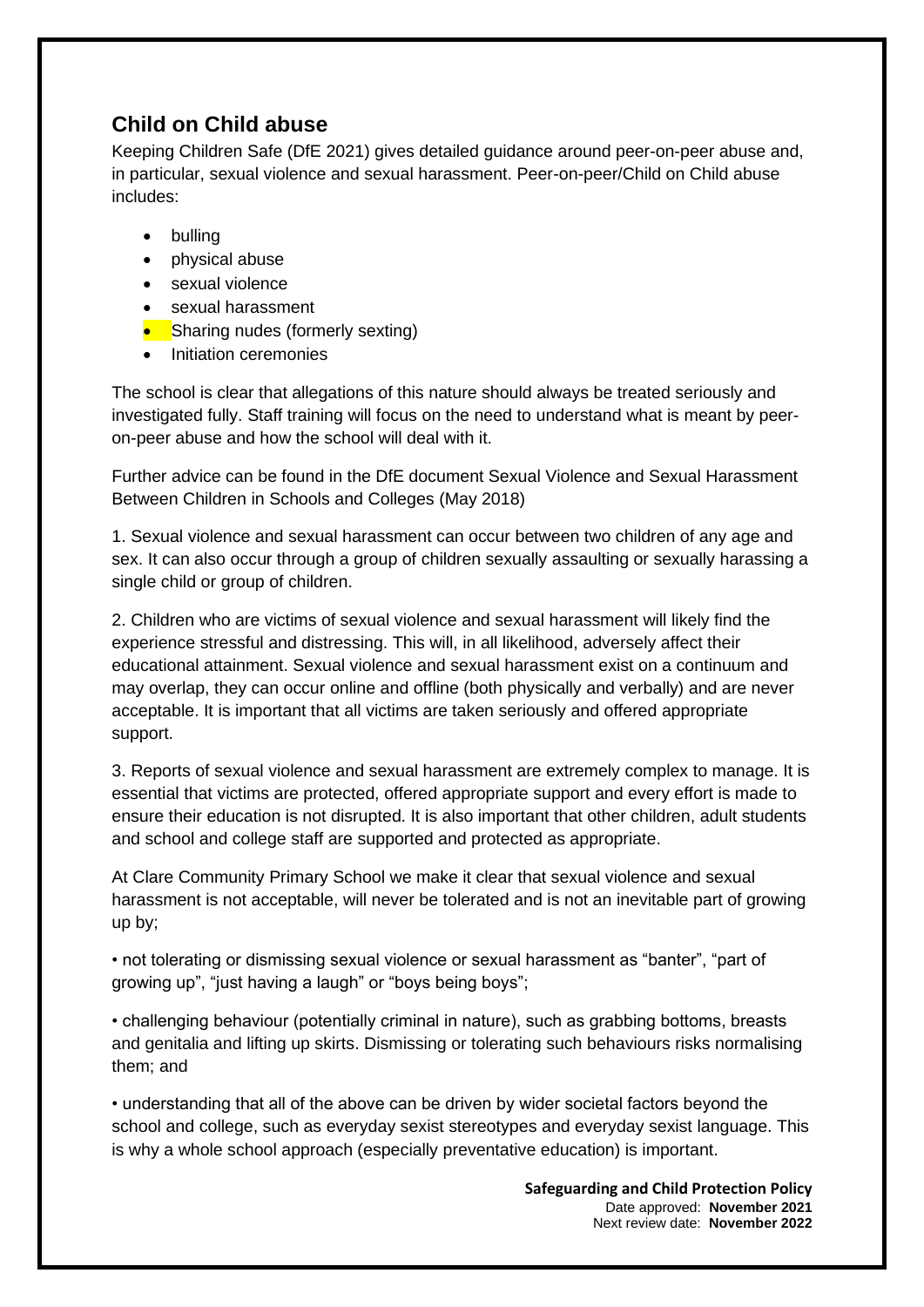## Child on Child abuse

Keeping Children Safe (DfE 2021) gives detailed guidance around peer-on-peer abuse and, in particular, sexual violence and sexual harassment. Peer-on-peer/Child on Child abuse includes:

- bulling
- physical abuse
- sexual violence
- sexual harassment
- Sharing nudes (formerly sexting)
- Initiation ceremonies

The school is clear that allegations of this nature should always be treated seriously and investigated fully. Staff training will focus on the need to understand what is meant by peer-on-peer abuse and how the school will deal with it.

Further advice can be found in the DfE document Sexual Violence and Sexual Harassment Between Children in Schools and Colleges (May 2018)

1. Sexual violence and sexual harassment can occur between two children of any age and sex. It can also occur through a group of children sexually assaulting or sexually harassing a single child or group of children.

2. Children who are victims of sexual violence and sexual harassment will likely find the experience stressful and distressing. This will, in all likelihood, adversely affect their educational attainment. Sexual violence and sexual harassment exist on a continuum and may overlap, they can occur online and offline (both physically and verbally) and are never acceptable. It is important that all victims are taken seriously and offered appropriate support.

3. Reports of sexual violence and sexual harassment are extremely complex to manage. It is essential that victims are protected, offered appropriate support and every effort is made to ensure their education is not disrupted. It is also important that other children, adult students and school and college staff are supported and protected as appropriate.

At Clare Community Primary School we make it clear that sexual violence and sexual harassment is not acceptable, will never be tolerated and is not an inevitable part of growing up by;

• not tolerating or dismissing sexual violence or sexual harassment as "banter", "part of growing up", "just having a laugh" or "boys being boys";

• challenging behaviour (potentially criminal in nature), such as grabbing bottoms, breasts and genitalia and lifting up skirts. Dismissing or tolerating such behaviours risks normalising them; and

• understanding that all of the above can be driven by wider societal factors beyond the school and college, such as everyday sexist stereotypes and everyday sexist language. This is why a whole school approach (especially preventative education) is important.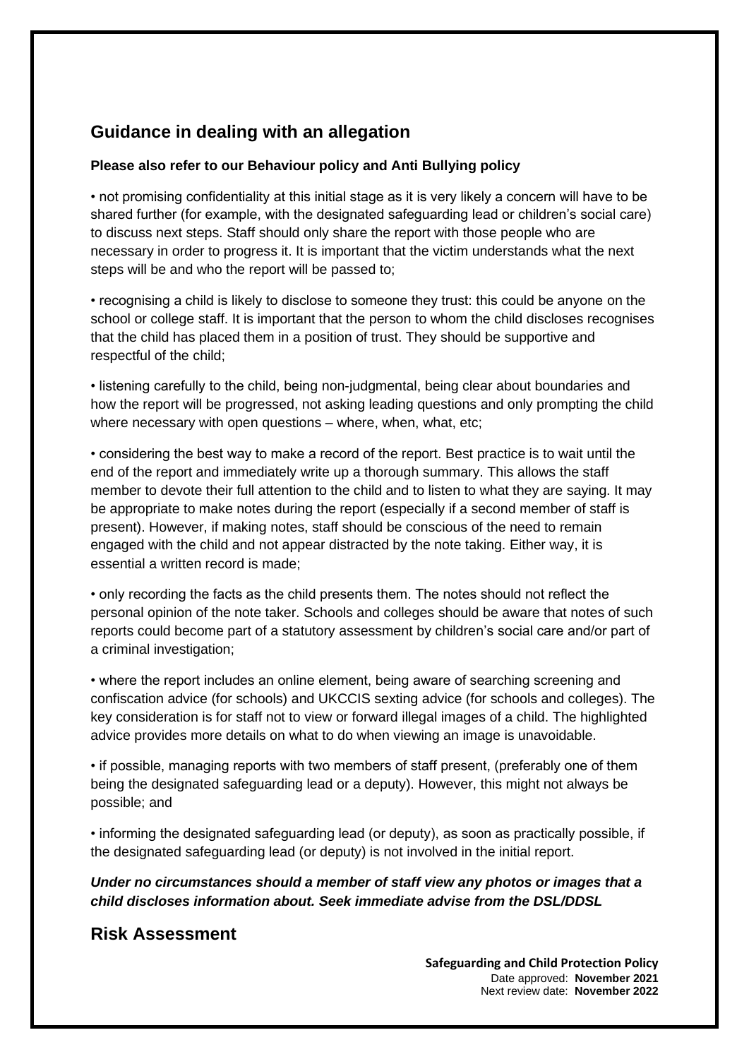## Guidance in dealing with an allegation

**Please also refer to our Behaviour policy and Anti Bullying policy**

• not promising confidentiality at this initial stage as it is very likely a concern will have to be shared further (for example, with the designated safeguarding lead or children's social care) to discuss next steps. Staff should only share the report with those people who are necessary in order to progress it. It is important that the victim understands what the next steps will be and who the report will be passed to;

• recognising a child is likely to disclose to someone they trust: this could be anyone on the school or college staff. It is important that the person to whom the child discloses recognises that the child has placed them in a position of trust. They should be supportive and respectful of the child;

• listening carefully to the child, being non-judgmental, being clear about boundaries and how the report will be progressed, not asking leading questions and only prompting the child where necessary with open questions – where, when, what, etc;

• considering the best way to make a record of the report. Best practice is to wait until the end of the report and immediately write up a thorough summary. This allows the staff member to devote their full attention to the child and to listen to what they are saying. It may be appropriate to make notes during the report (especially if a second member of staff is present). However, if making notes, staff should be conscious of the need to remain engaged with the child and not appear distracted by the note taking. Either way, it is essential a written record is made;

• only recording the facts as the child presents them. The notes should not reflect the personal opinion of the note taker. Schools and colleges should be aware that notes of such reports could become part of a statutory assessment by children's social care and/or part of a criminal investigation;

• where the report includes an online element, being aware of searching screening and confiscation advice (for schools) and UKCCIS sexting advice (for schools and colleges). The key consideration is for staff not to view or forward illegal images of a child. The highlighted advice provides more details on what to do when viewing an image is unavoidable.

• if possible, managing reports with two members of staff present, (preferably one of them being the designated safeguarding lead or a deputy). However, this might not always be possible; and

• informing the designated safeguarding lead (or deputy), as soon as practically possible, if the designated safeguarding lead (or deputy) is not involved in the initial report.

***Under no circumstances should a member of staff view any photos or images that a child discloses information about. Seek immediate advise from the DSL/DDSL***

## Risk Assessment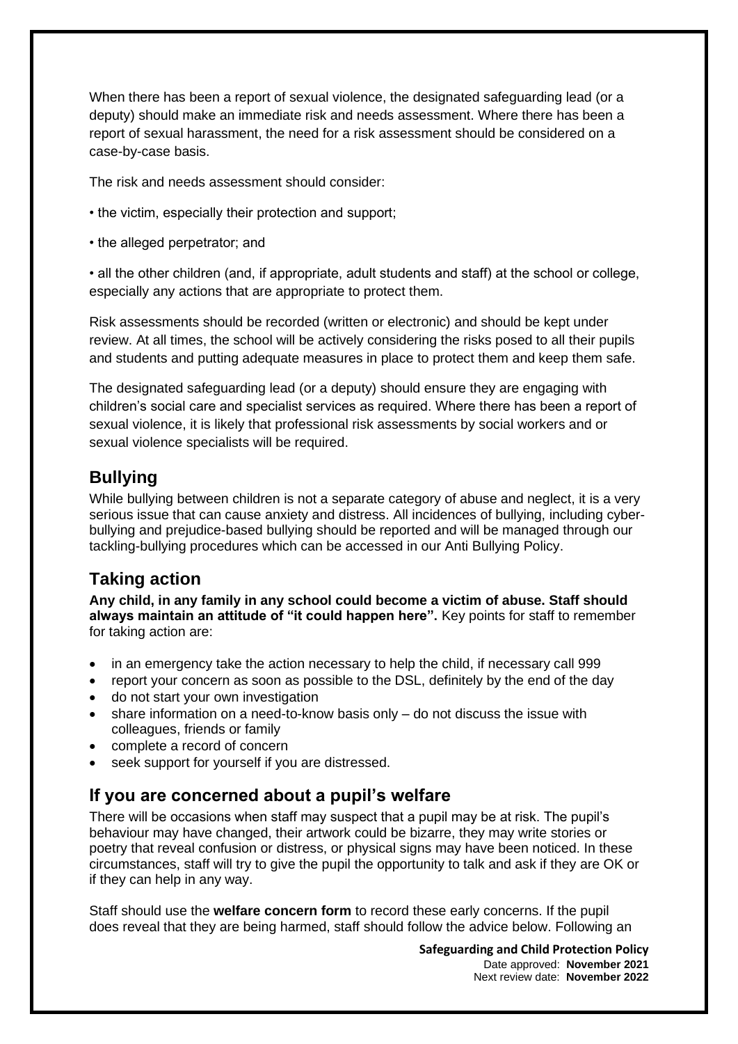When there has been a report of sexual violence, the designated safeguarding lead (or a deputy) should make an immediate risk and needs assessment. Where there has been a report of sexual harassment, the need for a risk assessment should be considered on a case-by-case basis.

The risk and needs assessment should consider:

• the victim, especially their protection and support;

• the alleged perpetrator; and

• all the other children (and, if appropriate, adult students and staff) at the school or college, especially any actions that are appropriate to protect them.

Risk assessments should be recorded (written or electronic) and should be kept under review. At all times, the school will be actively considering the risks posed to all their pupils and students and putting adequate measures in place to protect them and keep them safe.

The designated safeguarding lead (or a deputy) should ensure they are engaging with children's social care and specialist services as required. Where there has been a report of sexual violence, it is likely that professional risk assessments by social workers and or sexual violence specialists will be required.

## Bullying

While bullying between children is not a separate category of abuse and neglect, it is a very serious issue that can cause anxiety and distress. All incidences of bullying, including cyber-bullying and prejudice-based bullying should be reported and will be managed through our tackling-bullying procedures which can be accessed in our Anti Bullying Policy.

## Taking action

**Any child, in any family in any school could become a victim of abuse. Staff should always maintain an attitude of "it could happen here".** Key points for staff to remember for taking action are:

- in an emergency take the action necessary to help the child, if necessary call 999
- report your concern as soon as possible to the DSL, definitely by the end of the day
- do not start your own investigation
- share information on a need-to-know basis only – do not discuss the issue with colleagues, friends or family
- complete a record of concern
- seek support for yourself if you are distressed.

## If you are concerned about a pupil's welfare

There will be occasions when staff may suspect that a pupil may be at risk. The pupil's behaviour may have changed, their artwork could be bizarre, they may write stories or poetry that reveal confusion or distress, or physical signs may have been noticed. In these circumstances, staff will try to give the pupil the opportunity to talk and ask if they are OK or if they can help in any way.

Staff should use the **welfare concern form** to record these early concerns. If the pupil does reveal that they are being harmed, staff should follow the advice below. Following an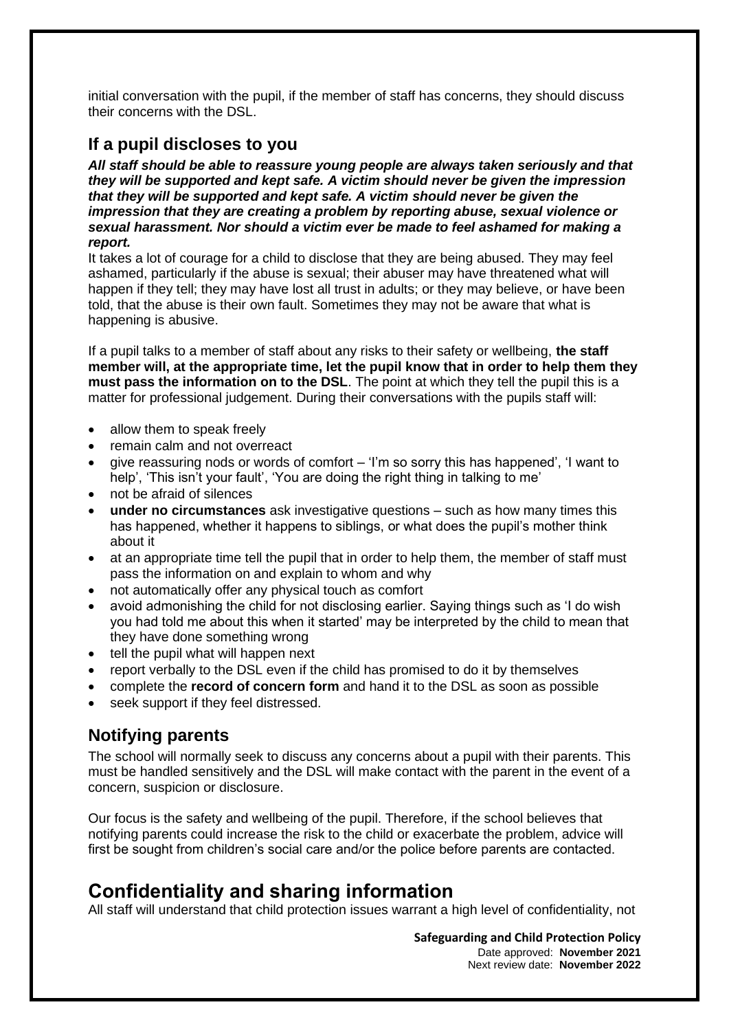initial conversation with the pupil, if the member of staff has concerns, they should discuss their concerns with the DSL.

## If a pupil discloses to you

***All staff should be able to reassure young people are always taken seriously and that they will be supported and kept safe. A victim should never be given the impression that they will be supported and kept safe. A victim should never be given the impression that they are creating a problem by reporting abuse, sexual violence or sexual harassment. Nor should a victim ever be made to feel ashamed for making a report.***

It takes a lot of courage for a child to disclose that they are being abused. They may feel ashamed, particularly if the abuse is sexual; their abuser may have threatened what will happen if they tell; they may have lost all trust in adults; or they may believe, or have been told, that the abuse is their own fault. Sometimes they may not be aware that what is happening is abusive.

If a pupil talks to a member of staff about any risks to their safety or wellbeing, **the staff member will, at the appropriate time, let the pupil know that in order to help them they must pass the information on to the DSL**. The point at which they tell the pupil this is a matter for professional judgement. During their conversations with the pupils staff will:

- allow them to speak freely
- remain calm and not overreact
- give reassuring nods or words of comfort – 'I'm so sorry this has happened', 'I want to help', 'This isn't your fault', 'You are doing the right thing in talking to me'
- not be afraid of silences
- **under no circumstances** ask investigative questions – such as how many times this has happened, whether it happens to siblings, or what does the pupil's mother think about it
- at an appropriate time tell the pupil that in order to help them, the member of staff must pass the information on and explain to whom and why
- not automatically offer any physical touch as comfort
- avoid admonishing the child for not disclosing earlier. Saying things such as 'I do wish you had told me about this when it started' may be interpreted by the child to mean that they have done something wrong
- tell the pupil what will happen next
- report verbally to the DSL even if the child has promised to do it by themselves
- complete the **record of concern form** and hand it to the DSL as soon as possible
- seek support if they feel distressed.

## Notifying parents

The school will normally seek to discuss any concerns about a pupil with their parents. This must be handled sensitively and the DSL will make contact with the parent in the event of a concern, suspicion or disclosure.

Our focus is the safety and wellbeing of the pupil. Therefore, if the school believes that notifying parents could increase the risk to the child or exacerbate the problem, advice will first be sought from children's social care and/or the police before parents are contacted.

# Confidentiality and sharing information

All staff will understand that child protection issues warrant a high level of confidentiality, not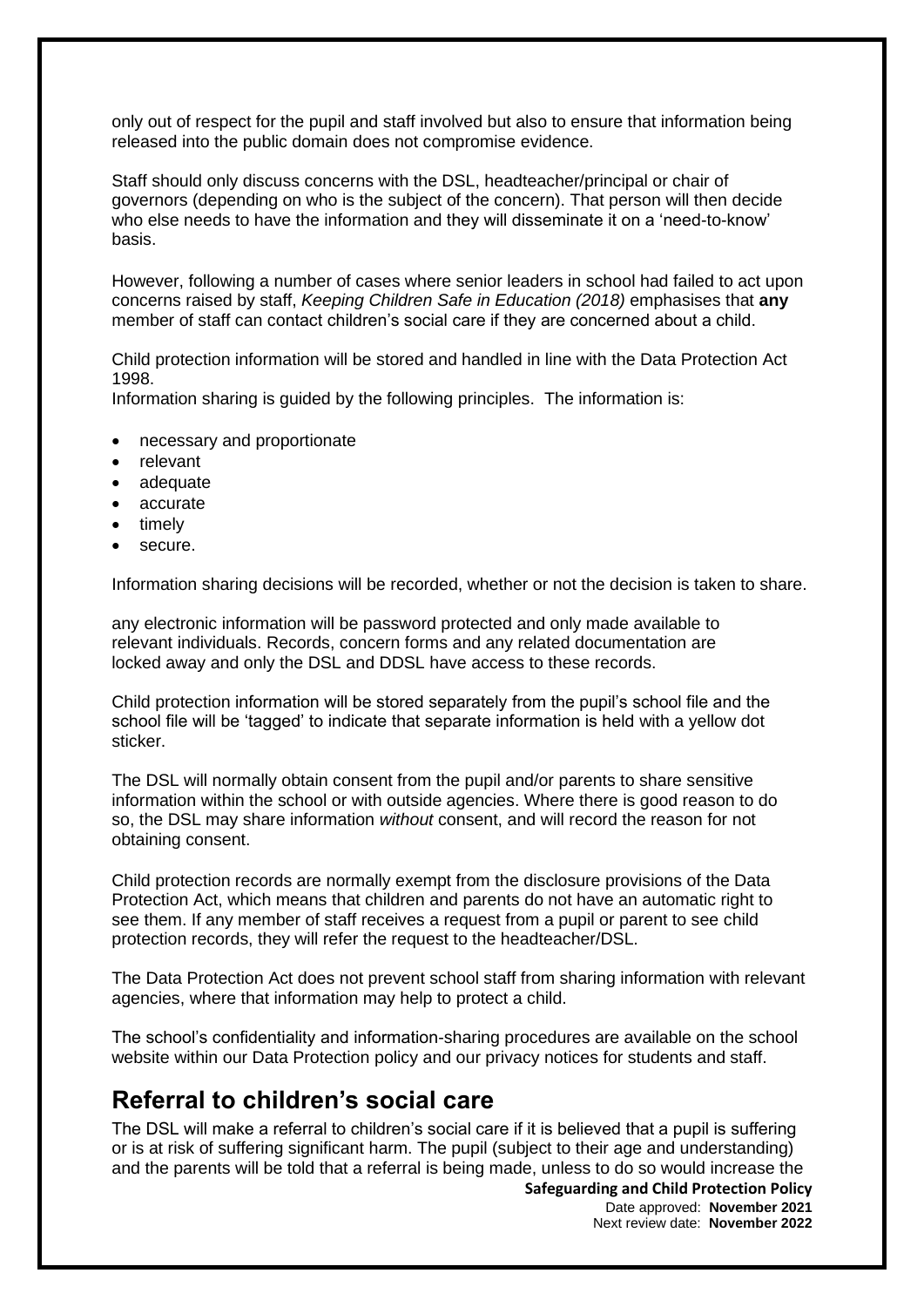only out of respect for the pupil and staff involved but also to ensure that information being released into the public domain does not compromise evidence.

Staff should only discuss concerns with the DSL, headteacher/principal or chair of governors (depending on who is the subject of the concern). That person will then decide who else needs to have the information and they will disseminate it on a 'need-to-know' basis.

However, following a number of cases where senior leaders in school had failed to act upon concerns raised by staff, *Keeping Children Safe in Education (2018)* emphasises that **any** member of staff can contact children's social care if they are concerned about a child.

Child protection information will be stored and handled in line with the Data Protection Act 1998.
Information sharing is guided by the following principles. The information is:

- necessary and proportionate
- relevant
- adequate
- accurate
- timely
- secure.

Information sharing decisions will be recorded, whether or not the decision is taken to share.

any electronic information will be password protected and only made available to relevant individuals. Records, concern forms and any related documentation are locked away and only the DSL and DDSL have access to these records.

Child protection information will be stored separately from the pupil's school file and the school file will be 'tagged' to indicate that separate information is held with a yellow dot sticker.

The DSL will normally obtain consent from the pupil and/or parents to share sensitive information within the school or with outside agencies. Where there is good reason to do so, the DSL may share information *without* consent, and will record the reason for not obtaining consent.

Child protection records are normally exempt from the disclosure provisions of the Data Protection Act, which means that children and parents do not have an automatic right to see them. If any member of staff receives a request from a pupil or parent to see child protection records, they will refer the request to the headteacher/DSL.

The Data Protection Act does not prevent school staff from sharing information with relevant agencies, where that information may help to protect a child.

The school's confidentiality and information-sharing procedures are available on the school website within our Data Protection policy and our privacy notices for students and staff.

## Referral to children's social care

The DSL will make a referral to children's social care if it is believed that a pupil is suffering or is at risk of suffering significant harm. The pupil (subject to their age and understanding) and the parents will be told that a referral is being made, unless to do so would increase the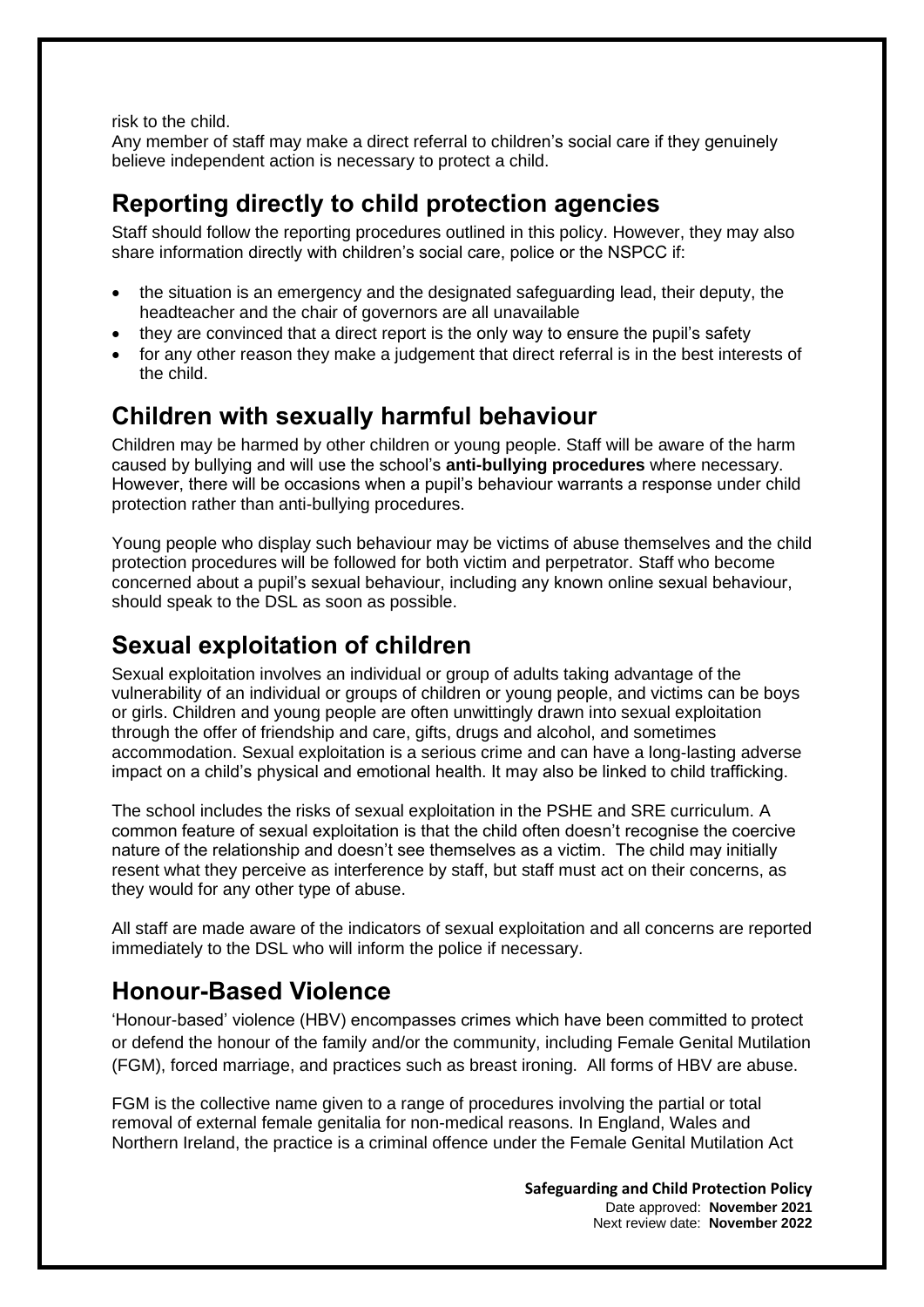risk to the child.
Any member of staff may make a direct referral to children's social care if they genuinely believe independent action is necessary to protect a child.

## Reporting directly to child protection agencies

Staff should follow the reporting procedures outlined in this policy. However, they may also share information directly with children's social care, police or the NSPCC if:

- the situation is an emergency and the designated safeguarding lead, their deputy, the headteacher and the chair of governors are all unavailable
- they are convinced that a direct report is the only way to ensure the pupil's safety
- for any other reason they make a judgement that direct referral is in the best interests of the child.

## Children with sexually harmful behaviour

Children may be harmed by other children or young people. Staff will be aware of the harm caused by bullying and will use the school's **anti-bullying procedures** where necessary. However, there will be occasions when a pupil's behaviour warrants a response under child protection rather than anti-bullying procedures.

Young people who display such behaviour may be victims of abuse themselves and the child protection procedures will be followed for both victim and perpetrator. Staff who become concerned about a pupil's sexual behaviour, including any known online sexual behaviour, should speak to the DSL as soon as possible.

## Sexual exploitation of children

Sexual exploitation involves an individual or group of adults taking advantage of the vulnerability of an individual or groups of children or young people, and victims can be boys or girls. Children and young people are often unwittingly drawn into sexual exploitation through the offer of friendship and care, gifts, drugs and alcohol, and sometimes accommodation. Sexual exploitation is a serious crime and can have a long-lasting adverse impact on a child's physical and emotional health. It may also be linked to child trafficking.

The school includes the risks of sexual exploitation in the PSHE and SRE curriculum. A common feature of sexual exploitation is that the child often doesn't recognise the coercive nature of the relationship and doesn't see themselves as a victim. The child may initially resent what they perceive as interference by staff, but staff must act on their concerns, as they would for any other type of abuse.

All staff are made aware of the indicators of sexual exploitation and all concerns are reported immediately to the DSL who will inform the police if necessary.

## Honour-Based Violence

'Honour-based' violence (HBV) encompasses crimes which have been committed to protect or defend the honour of the family and/or the community, including Female Genital Mutilation (FGM), forced marriage, and practices such as breast ironing. All forms of HBV are abuse.

FGM is the collective name given to a range of procedures involving the partial or total removal of external female genitalia for non-medical reasons. In England, Wales and Northern Ireland, the practice is a criminal offence under the Female Genital Mutilation Act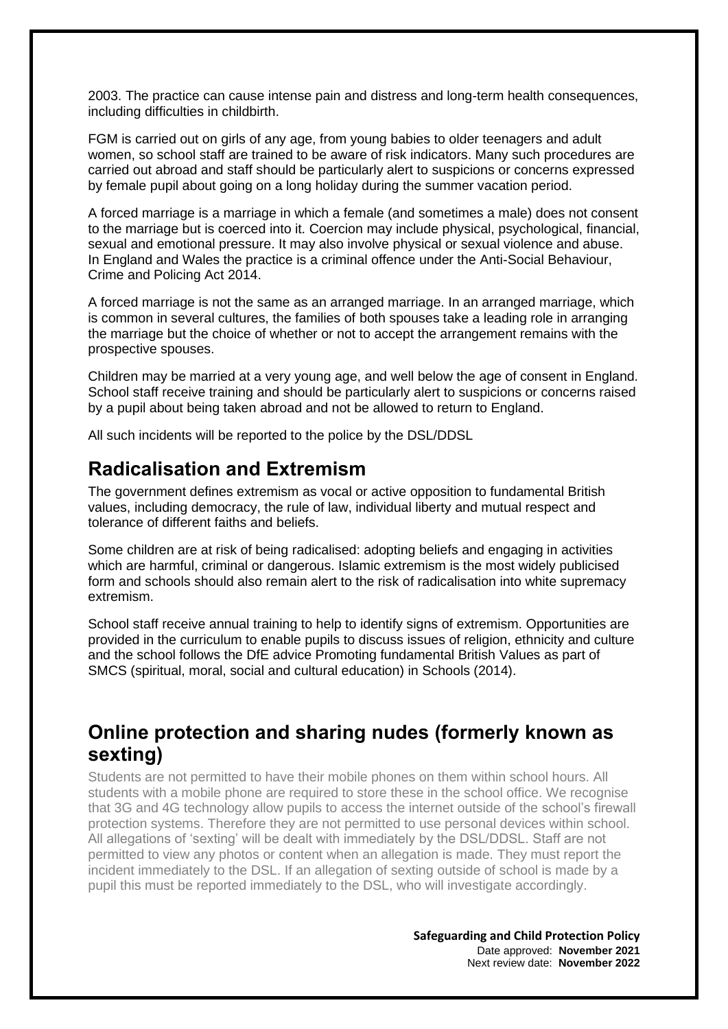2003. The practice can cause intense pain and distress and long-term health consequences, including difficulties in childbirth.

FGM is carried out on girls of any age, from young babies to older teenagers and adult women, so school staff are trained to be aware of risk indicators. Many such procedures are carried out abroad and staff should be particularly alert to suspicions or concerns expressed by female pupil about going on a long holiday during the summer vacation period.

A forced marriage is a marriage in which a female (and sometimes a male) does not consent to the marriage but is coerced into it. Coercion may include physical, psychological, financial, sexual and emotional pressure. It may also involve physical or sexual violence and abuse. In England and Wales the practice is a criminal offence under the Anti-Social Behaviour, Crime and Policing Act 2014.

A forced marriage is not the same as an arranged marriage. In an arranged marriage, which is common in several cultures, the families of both spouses take a leading role in arranging the marriage but the choice of whether or not to accept the arrangement remains with the prospective spouses.

Children may be married at a very young age, and well below the age of consent in England. School staff receive training and should be particularly alert to suspicions or concerns raised by a pupil about being taken abroad and not be allowed to return to England.

All such incidents will be reported to the police by the DSL/DDSL

## Radicalisation and Extremism

The government defines extremism as vocal or active opposition to fundamental British values, including democracy, the rule of law, individual liberty and mutual respect and tolerance of different faiths and beliefs.

Some children are at risk of being radicalised: adopting beliefs and engaging in activities which are harmful, criminal or dangerous. Islamic extremism is the most widely publicised form and schools should also remain alert to the risk of radicalisation into white supremacy extremism.

School staff receive annual training to help to identify signs of extremism. Opportunities are provided in the curriculum to enable pupils to discuss issues of religion, ethnicity and culture and the school follows the DfE advice Promoting fundamental British Values as part of SMCS (spiritual, moral, social and cultural education) in Schools (2014).

## Online protection and sharing nudes (formerly known as sexting)

Students are not permitted to have their mobile phones on them within school hours. All students with a mobile phone are required to store these in the school office. We recognise that 3G and 4G technology allow pupils to access the internet outside of the school's firewall protection systems. Therefore they are not permitted to use personal devices within school. All allegations of 'sexting' will be dealt with immediately by the DSL/DDSL. Staff are not permitted to view any photos or content when an allegation is made. They must report the incident immediately to the DSL. If an allegation of sexting outside of school is made by a pupil this must be reported immediately to the DSL, who will investigate accordingly.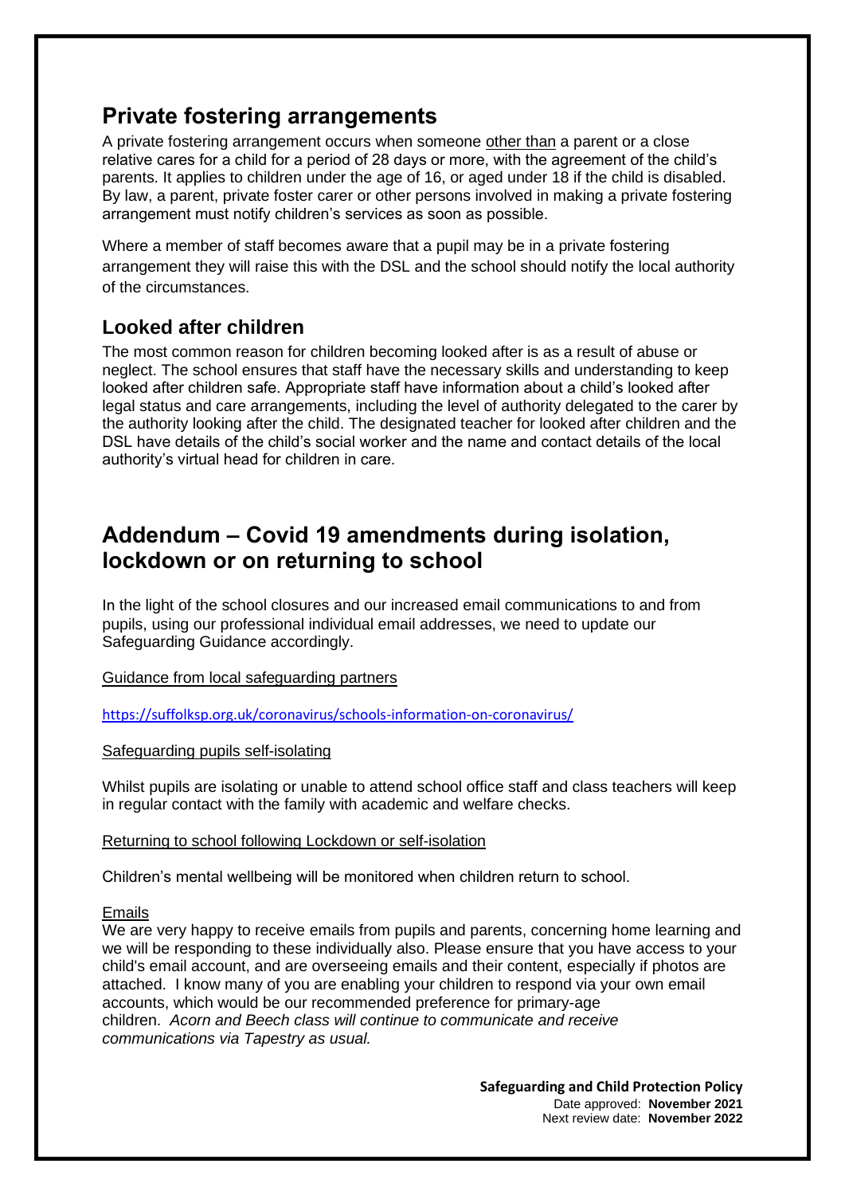## Private fostering arrangements

A private fostering arrangement occurs when someone <u>other than</u> a parent or a close relative cares for a child for a period of 28 days or more, with the agreement of the child's parents. It applies to children under the age of 16, or aged under 18 if the child is disabled. By law, a parent, private foster carer or other persons involved in making a private fostering arrangement must notify children's services as soon as possible.

Where a member of staff becomes aware that a pupil may be in a private fostering arrangement they will raise this with the DSL and the school should notify the local authority of the circumstances.

### Looked after children

The most common reason for children becoming looked after is as a result of abuse or neglect. The school ensures that staff have the necessary skills and understanding to keep looked after children safe. Appropriate staff have information about a child's looked after legal status and care arrangements, including the level of authority delegated to the carer by the authority looking after the child. The designated teacher for looked after children and the DSL have details of the child's social worker and the name and contact details of the local authority's virtual head for children in care.

## Addendum – Covid 19 amendments during isolation, lockdown or on returning to school

In the light of the school closures and our increased email communications to and from pupils, using our professional individual email addresses, we need to update our Safeguarding Guidance accordingly.

<u>Guidance from local safeguarding partners</u>

https://suffolksp.org.uk/coronavirus/schools-information-on-coronavirus/

<u>Safeguarding pupils self-isolating</u>

Whilst pupils are isolating or unable to attend school office staff and class teachers will keep in regular contact with the family with academic and welfare checks.

<u>Returning to school following Lockdown or self-isolation</u>

Children's mental wellbeing will be monitored when children return to school.

<u>Emails</u>

We are very happy to receive emails from pupils and parents, concerning home learning and we will be responding to these individually also. Please ensure that you have access to your child's email account, and are overseeing emails and their content, especially if photos are attached. I know many of you are enabling your children to respond via your own email accounts, which would be our recommended preference for primary-age children. *Acorn and Beech class will continue to communicate and receive communications via Tapestry as usual.*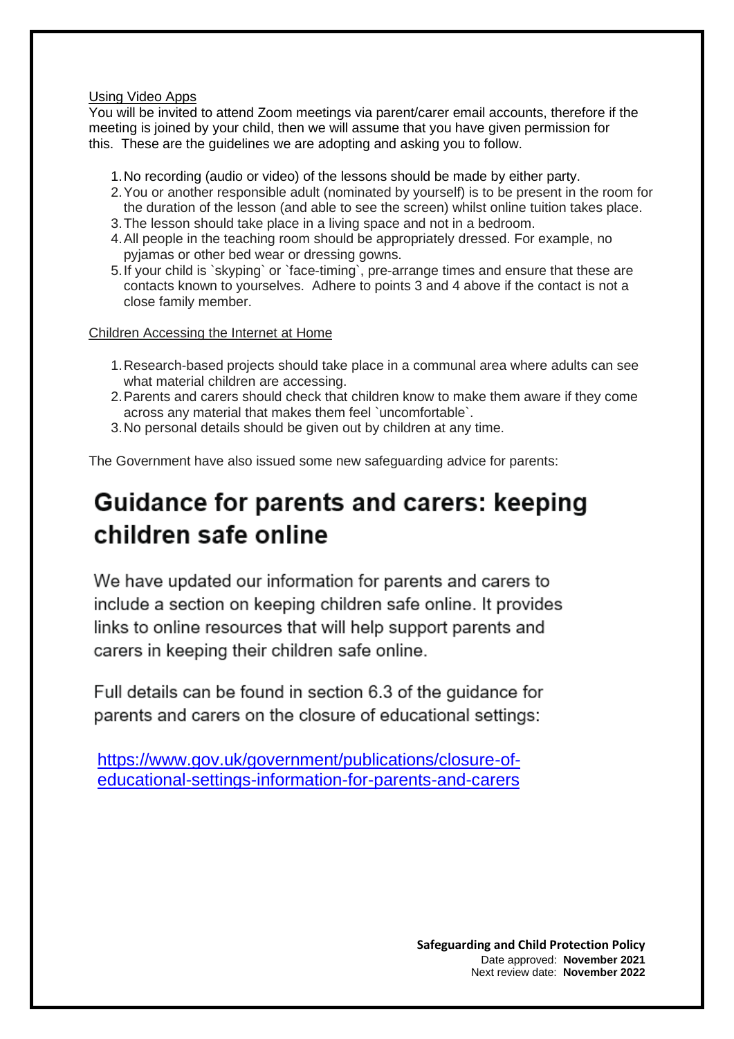Using Video Apps

You will be invited to attend Zoom meetings via parent/carer email accounts, therefore if the meeting is joined by your child, then we will assume that you have given permission for this. These are the guidelines we are adopting and asking you to follow.

1. No recording (audio or video) of the lessons should be made by either party.
2. You or another responsible adult (nominated by yourself) is to be present in the room for the duration of the lesson (and able to see the screen) whilst online tuition takes place.
3. The lesson should take place in a living space and not in a bedroom.
4. All people in the teaching room should be appropriately dressed. For example, no pyjamas or other bed wear or dressing gowns.
5. If your child is `skyping` or `face-timing`, pre-arrange times and ensure that these are contacts known to yourselves. Adhere to points 3 and 4 above if the contact is not a close family member.

Children Accessing the Internet at Home

1. Research-based projects should take place in a communal area where adults can see what material children are accessing.
2. Parents and carers should check that children know to make them aware if they come across any material that makes them feel `uncomfortable`.
3. No personal details should be given out by children at any time.

The Government have also issued some new safeguarding advice for parents:

## Guidance for parents and carers: keeping children safe online

We have updated our information for parents and carers to include a section on keeping children safe online. It provides links to online resources that will help support parents and carers in keeping their children safe online.

Full details can be found in section 6.3 of the guidance for parents and carers on the closure of educational settings:

https://www.gov.uk/government/publications/closure-of-educational-settings-information-for-parents-and-carers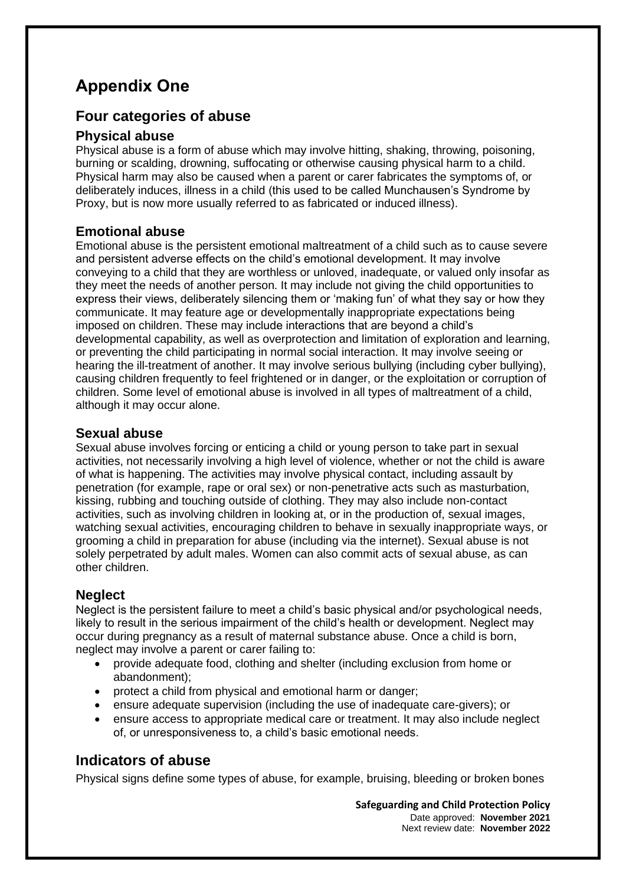# Appendix One

## Four categories of abuse

### Physical abuse

Physical abuse is a form of abuse which may involve hitting, shaking, throwing, poisoning, burning or scalding, drowning, suffocating or otherwise causing physical harm to a child. Physical harm may also be caused when a parent or carer fabricates the symptoms of, or deliberately induces, illness in a child (this used to be called Munchausen's Syndrome by Proxy, but is now more usually referred to as fabricated or induced illness).

### Emotional abuse

Emotional abuse is the persistent emotional maltreatment of a child such as to cause severe and persistent adverse effects on the child's emotional development. It may involve conveying to a child that they are worthless or unloved, inadequate, or valued only insofar as they meet the needs of another person. It may include not giving the child opportunities to express their views, deliberately silencing them or 'making fun' of what they say or how they communicate. It may feature age or developmentally inappropriate expectations being imposed on children. These may include interactions that are beyond a child's developmental capability, as well as overprotection and limitation of exploration and learning, or preventing the child participating in normal social interaction. It may involve seeing or hearing the ill-treatment of another. It may involve serious bullying (including cyber bullying), causing children frequently to feel frightened or in danger, or the exploitation or corruption of children. Some level of emotional abuse is involved in all types of maltreatment of a child, although it may occur alone.

### Sexual abuse

Sexual abuse involves forcing or enticing a child or young person to take part in sexual activities, not necessarily involving a high level of violence, whether or not the child is aware of what is happening. The activities may involve physical contact, including assault by penetration (for example, rape or oral sex) or non-penetrative acts such as masturbation, kissing, rubbing and touching outside of clothing. They may also include non-contact activities, such as involving children in looking at, or in the production of, sexual images, watching sexual activities, encouraging children to behave in sexually inappropriate ways, or grooming a child in preparation for abuse (including via the internet). Sexual abuse is not solely perpetrated by adult males. Women can also commit acts of sexual abuse, as can other children.

### Neglect

Neglect is the persistent failure to meet a child's basic physical and/or psychological needs, likely to result in the serious impairment of the child's health or development. Neglect may occur during pregnancy as a result of maternal substance abuse. Once a child is born, neglect may involve a parent or carer failing to:

- provide adequate food, clothing and shelter (including exclusion from home or abandonment);
- protect a child from physical and emotional harm or danger;
- ensure adequate supervision (including the use of inadequate care-givers); or
- ensure access to appropriate medical care or treatment. It may also include neglect of, or unresponsiveness to, a child's basic emotional needs.

## Indicators of abuse

Physical signs define some types of abuse, for example, bruising, bleeding or broken bones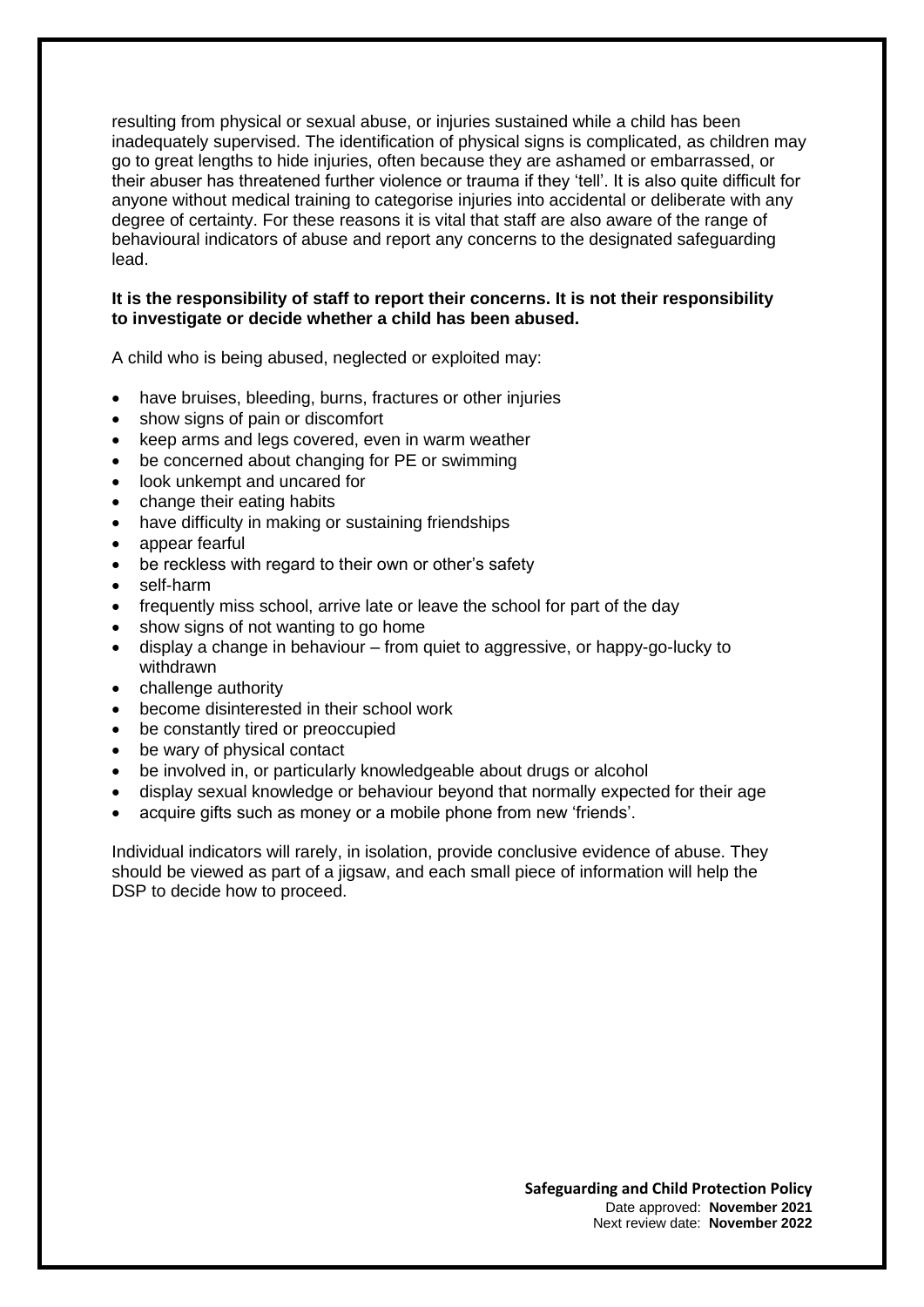resulting from physical or sexual abuse, or injuries sustained while a child has been inadequately supervised. The identification of physical signs is complicated, as children may go to great lengths to hide injuries, often because they are ashamed or embarrassed, or their abuser has threatened further violence or trauma if they 'tell'. It is also quite difficult for anyone without medical training to categorise injuries into accidental or deliberate with any degree of certainty. For these reasons it is vital that staff are also aware of the range of behavioural indicators of abuse and report any concerns to the designated safeguarding lead.

**It is the responsibility of staff to report their concerns. It is not their responsibility to investigate or decide whether a child has been abused.**

A child who is being abused, neglected or exploited may:

- have bruises, bleeding, burns, fractures or other injuries
- show signs of pain or discomfort
- keep arms and legs covered, even in warm weather
- be concerned about changing for PE or swimming
- look unkempt and uncared for
- change their eating habits
- have difficulty in making or sustaining friendships
- appear fearful
- be reckless with regard to their own or other's safety
- self-harm
- frequently miss school, arrive late or leave the school for part of the day
- show signs of not wanting to go home
- display a change in behaviour – from quiet to aggressive, or happy-go-lucky to withdrawn
- challenge authority
- become disinterested in their school work
- be constantly tired or preoccupied
- be wary of physical contact
- be involved in, or particularly knowledgeable about drugs or alcohol
- display sexual knowledge or behaviour beyond that normally expected for their age
- acquire gifts such as money or a mobile phone from new 'friends'.

Individual indicators will rarely, in isolation, provide conclusive evidence of abuse. They should be viewed as part of a jigsaw, and each small piece of information will help the DSP to decide how to proceed.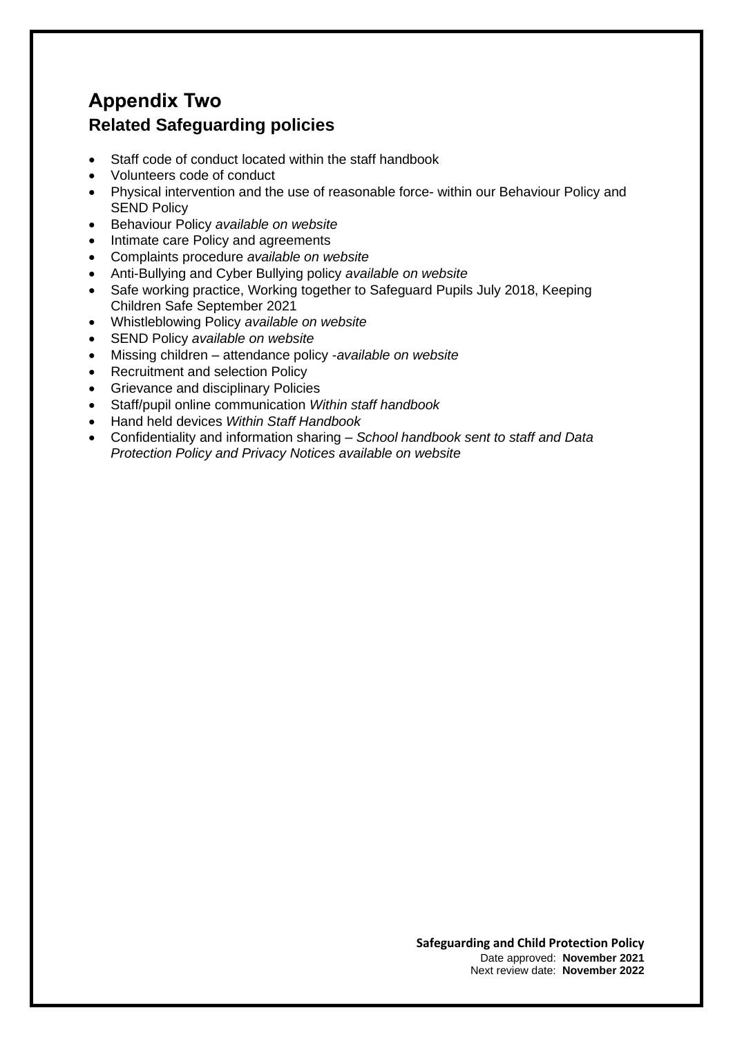# Appendix Two

## Related Safeguarding policies

- Staff code of conduct located within the staff handbook
- Volunteers code of conduct
- Physical intervention and the use of reasonable force- within our Behaviour Policy and SEND Policy
- Behaviour Policy *available on website*
- Intimate care Policy and agreements
- Complaints procedure *available on website*
- Anti-Bullying and Cyber Bullying policy *available on website*
- Safe working practice, Working together to Safeguard Pupils July 2018, Keeping Children Safe September 2021
- Whistleblowing Policy *available on website*
- SEND Policy *available on website*
- Missing children – attendance policy -*available on website*
- Recruitment and selection Policy
- Grievance and disciplinary Policies
- Staff/pupil online communication *Within staff handbook*
- Hand held devices *Within Staff Handbook*
- Confidentiality and information sharing – *School handbook sent to staff and Data Protection Policy and Privacy Notices available on website*